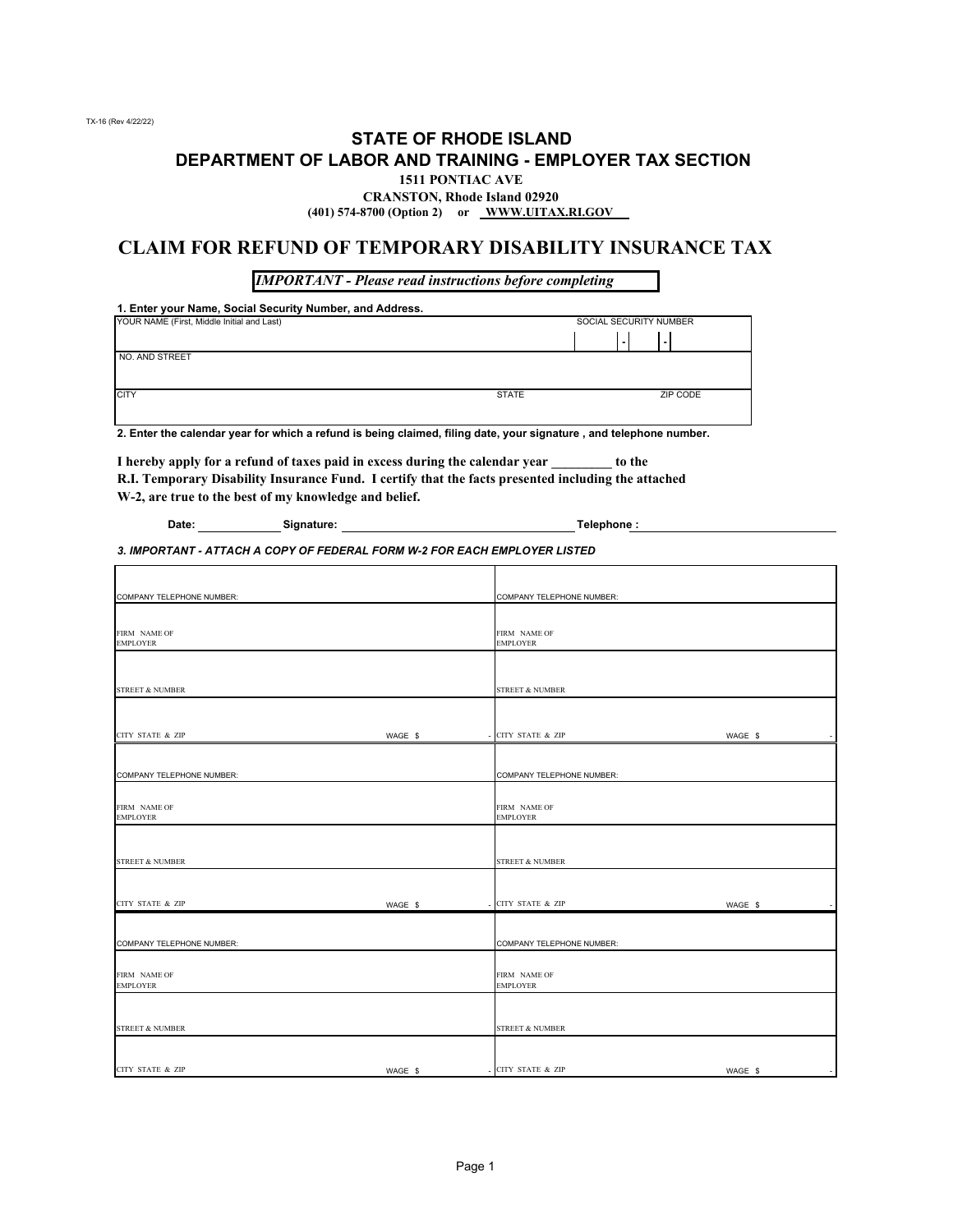TX-16 (Rev 4/22/22)

# STATE OF RHODE ISLAND
## DEPARTMENT OF LABOR AND TRAINING - EMPLOYER TAX SECTION

**1511 PONTIAC AVE**
**CRANSTON, Rhode Island 02920**
**(401) 574-8700 (Option 2) or WWW.UITAX.RI.GOV**

# CLAIM FOR REFUND OF TEMPORARY DISABILITY INSURANCE TAX

***IMPORTANT - Please read instructions before completing***

**1. Enter your Name, Social Security Number, and Address.**

| YOUR NAME (First, Middle Initial and Last) | | SOCIAL SECURITY NUMBER |
|---|---|---|
| | | - - |
| NO. AND STREET | | |
| | | |
| CITY | STATE | ZIP CODE |
| | | |

**2. Enter the calendar year for which a refund is being claimed, filing date, your signature , and telephone number.**

**I hereby apply for a refund of taxes paid in excess during the calendar year _________ to the R.I. Temporary Disability Insurance Fund. I certify that the facts presented including the attached W-2, are true to the best of my knowledge and belief.**

**Date:** ____________ **Signature:** ______________________________ **Telephone :** ______________________

***3. IMPORTANT - ATTACH A COPY OF FEDERAL FORM W-2 FOR EACH EMPLOYER LISTED***

| | |
|---|---|
| COMPANY TELEPHONE NUMBER: | COMPANY TELEPHONE NUMBER: |
| FIRM NAME OF EMPLOYER | FIRM NAME OF EMPLOYER |
| STREET & NUMBER | STREET & NUMBER |
| CITY STATE & ZIP WAGE $ - | CITY STATE & ZIP WAGE $ - |
| COMPANY TELEPHONE NUMBER: | COMPANY TELEPHONE NUMBER: |
| FIRM NAME OF EMPLOYER | FIRM NAME OF EMPLOYER |
| STREET & NUMBER | STREET & NUMBER |
| CITY STATE & ZIP WAGE $ - | CITY STATE & ZIP WAGE $ - |
| COMPANY TELEPHONE NUMBER: | COMPANY TELEPHONE NUMBER: |
| FIRM NAME OF EMPLOYER | FIRM NAME OF EMPLOYER |
| STREET & NUMBER | STREET & NUMBER |
| CITY STATE & ZIP WAGE $ - | CITY STATE & ZIP WAGE $ - |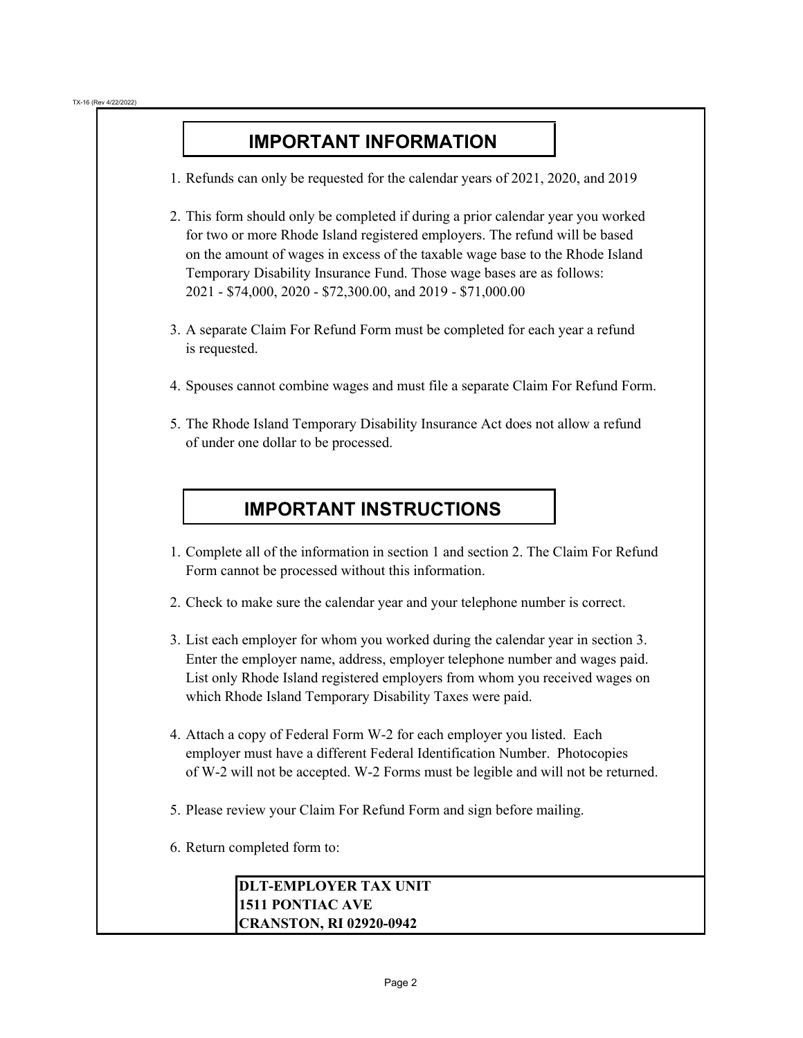## IMPORTANT INFORMATION

1. Refunds can only be requested for the calendar years of 2021, 2020, and 2019
2. This form should only be completed if during a prior calendar year you worked for two or more Rhode Island registered employers. The refund will be based on the amount of wages in excess of the taxable wage base to the Rhode Island Temporary Disability Insurance Fund. Those wage bases are as follows: 2021 - $74,000, 2020 - $72,300.00, and 2019 - $71,000.00
3. A separate Claim For Refund Form must be completed for each year a refund is requested.
4. Spouses cannot combine wages and must file a separate Claim For Refund Form.
5. The Rhode Island Temporary Disability Insurance Act does not allow a refund of under one dollar to be processed.

## IMPORTANT INSTRUCTIONS

1. Complete all of the information in section 1 and section 2. The Claim For Refund Form cannot be processed without this information.
2. Check to make sure the calendar year and your telephone number is correct.
3. List each employer for whom you worked during the calendar year in section 3. Enter the employer name, address, employer telephone number and wages paid. List only Rhode Island registered employers from whom you received wages on which Rhode Island Temporary Disability Taxes were paid.
4. Attach a copy of Federal Form W-2 for each employer you listed. Each employer must have a different Federal Identification Number. Photocopies of W-2 will not be accepted. W-2 Forms must be legible and will not be returned.
5. Please review your Claim For Refund Form and sign before mailing.
6. Return completed form to:

**DLT-EMPLOYER TAX UNIT**
**1511 PONTIAC AVE**
**CRANSTON, RI 02920-0942**